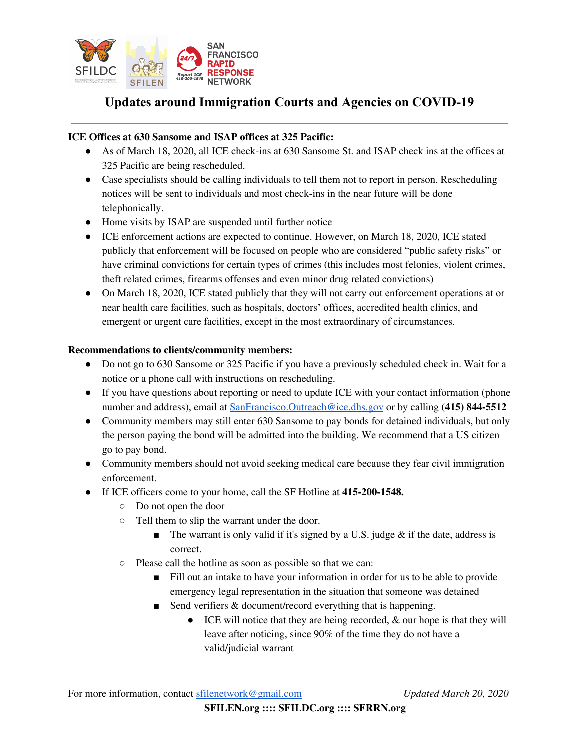# Updates around Immigration Courts and Agencies on COVID-19

---

**ICE Offices at 630 Sansome and ISAP offices at 325 Pacific:**

- As of March 18, 2020, all ICE check-ins at 630 Sansome St. and ISAP check ins at the offices at 325 Pacific are being rescheduled.
- Case specialists should be calling individuals to tell them not to report in person. Rescheduling notices will be sent to individuals and most check-ins in the near future will be done telephonically.
- Home visits by ISAP are suspended until further notice
- ICE enforcement actions are expected to continue. However, on March 18, 2020, ICE stated publicly that enforcement will be focused on people who are considered "public safety risks" or have criminal convictions for certain types of crimes (this includes most felonies, violent crimes, theft related crimes, firearms offenses and even minor drug related convictions)
- On March 18, 2020, ICE stated publicly that they will not carry out enforcement operations at or near health care facilities, such as hospitals, doctors' offices, accredited health clinics, and emergent or urgent care facilities, except in the most extraordinary of circumstances.

**Recommendations to clients/community members:**

- Do not go to 630 Sansome or 325 Pacific if you have a previously scheduled check in. Wait for a notice or a phone call with instructions on rescheduling.
- If you have questions about reporting or need to update ICE with your contact information (phone number and address), email at SanFrancisco.Outreach@ice.dhs.gov or by calling **(415) 844-5512**
- Community members may still enter 630 Sansome to pay bonds for detained individuals, but only the person paying the bond will be admitted into the building. We recommend that a US citizen go to pay bond.
- Community members should not avoid seeking medical care because they fear civil immigration enforcement.
- If ICE officers come to your home, call the SF Hotline at **415-200-1548.**
  - Do not open the door
  - Tell them to slip the warrant under the door.
    - The warrant is only valid if it's signed by a U.S. judge & if the date, address is correct.
  - Please call the hotline as soon as possible so that we can:
    - Fill out an intake to have your information in order for us to be able to provide emergency legal representation in the situation that someone was detained
    - Send verifiers & document/record everything that is happening.
      - ICE will notice that they are being recorded, & our hope is that they will leave after noticing, since 90% of the time they do not have a valid/judicial warrant

For more information, contact sfilenetwork@gmail.com *Updated March 20, 2020*

**SFILEN.org :::: SFILDC.org :::: SFRRN.org**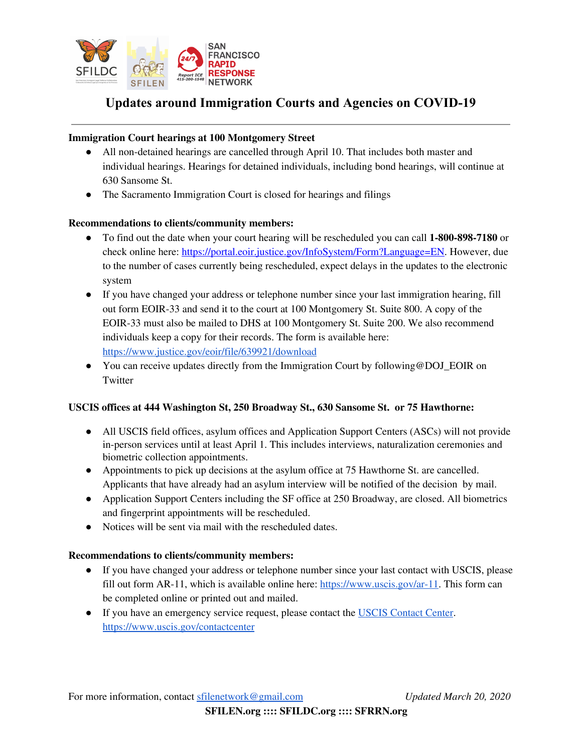# Updates around Immigration Courts and Agencies on COVID-19

---

**Immigration Court hearings at 100 Montgomery Street**

- All non-detained hearings are cancelled through April 10. That includes both master and individual hearings. Hearings for detained individuals, including bond hearings, will continue at 630 Sansome St.
- The Sacramento Immigration Court is closed for hearings and filings

**Recommendations to clients/community members:**

- To find out the date when your court hearing will be rescheduled you can call **1-800-898-7180** or check online here: https://portal.eoir.justice.gov/InfoSystem/Form?Language=EN. However, due to the number of cases currently being rescheduled, expect delays in the updates to the electronic system
- If you have changed your address or telephone number since your last immigration hearing, fill out form EOIR-33 and send it to the court at 100 Montgomery St. Suite 800. A copy of the EOIR-33 must also be mailed to DHS at 100 Montgomery St. Suite 200. We also recommend individuals keep a copy for their records. The form is available here: https://www.justice.gov/eoir/file/639921/download
- You can receive updates directly from the Immigration Court by following@DOJ_EOIR on Twitter

**USCIS offices at 444 Washington St, 250 Broadway St., 630 Sansome St. or 75 Hawthorne:**

- All USCIS field offices, asylum offices and Application Support Centers (ASCs) will not provide in-person services until at least April 1. This includes interviews, naturalization ceremonies and biometric collection appointments.
- Appointments to pick up decisions at the asylum office at 75 Hawthorne St. are cancelled. Applicants that have already had an asylum interview will be notified of the decision by mail.
- Application Support Centers including the SF office at 250 Broadway, are closed. All biometrics and fingerprint appointments will be rescheduled.
- Notices will be sent via mail with the rescheduled dates.

**Recommendations to clients/community members:**

- If you have changed your address or telephone number since your last contact with USCIS, please fill out form AR-11, which is available online here: https://www.uscis.gov/ar-11. This form can be completed online or printed out and mailed.
- If you have an emergency service request, please contact the USCIS Contact Center. https://www.uscis.gov/contactcenter

For more information, contact sfilenetwork@gmail.com *Updated March 20, 2020*

**SFILEN.org :::: SFILDC.org :::: SFRRN.org**